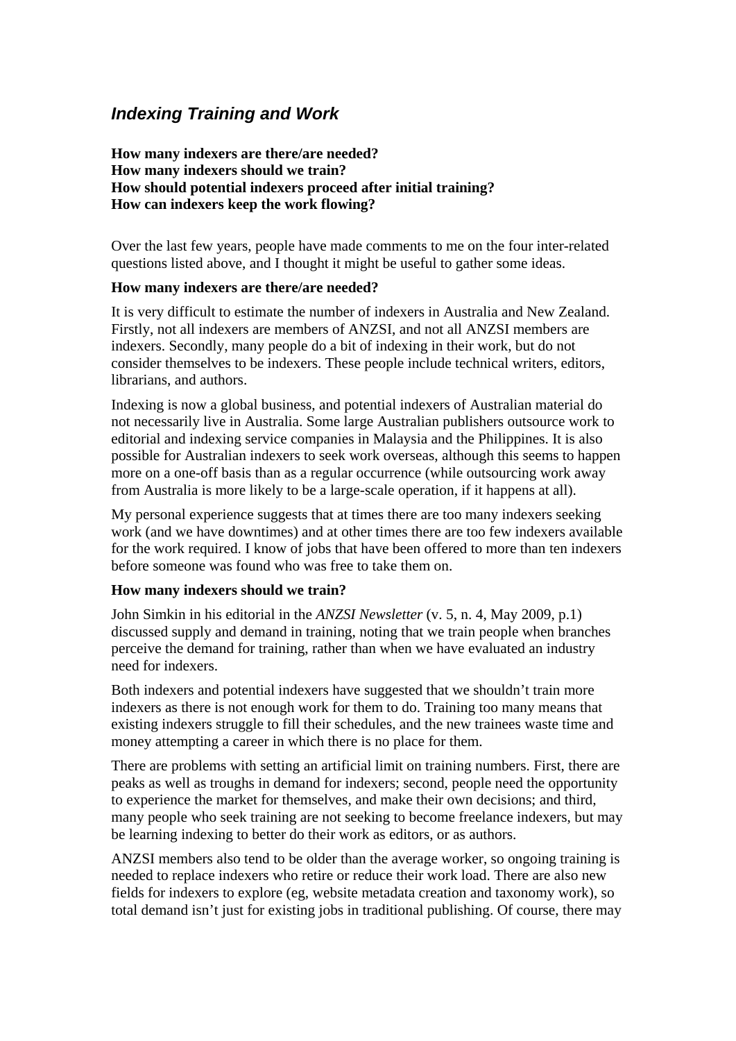## *Indexing Training and Work*

**How many indexers are there/are needed?**
**How many indexers should we train?**
**How should potential indexers proceed after initial training?**
**How can indexers keep the work flowing?**

Over the last few years, people have made comments to me on the four inter-related questions listed above, and I thought it might be useful to gather some ideas.

**How many indexers are there/are needed?**

It is very difficult to estimate the number of indexers in Australia and New Zealand. Firstly, not all indexers are members of ANZSI, and not all ANZSI members are indexers. Secondly, many people do a bit of indexing in their work, but do not consider themselves to be indexers. These people include technical writers, editors, librarians, and authors.

Indexing is now a global business, and potential indexers of Australian material do not necessarily live in Australia. Some large Australian publishers outsource work to editorial and indexing service companies in Malaysia and the Philippines. It is also possible for Australian indexers to seek work overseas, although this seems to happen more on a one-off basis than as a regular occurrence (while outsourcing work away from Australia is more likely to be a large-scale operation, if it happens at all).

My personal experience suggests that at times there are too many indexers seeking work (and we have downtimes) and at other times there are too few indexers available for the work required. I know of jobs that have been offered to more than ten indexers before someone was found who was free to take them on.

**How many indexers should we train?**

John Simkin in his editorial in the *ANZSI Newsletter* (v. 5, n. 4, May 2009, p.1) discussed supply and demand in training, noting that we train people when branches perceive the demand for training, rather than when we have evaluated an industry need for indexers.

Both indexers and potential indexers have suggested that we shouldn't train more indexers as there is not enough work for them to do. Training too many means that existing indexers struggle to fill their schedules, and the new trainees waste time and money attempting a career in which there is no place for them.

There are problems with setting an artificial limit on training numbers. First, there are peaks as well as troughs in demand for indexers; second, people need the opportunity to experience the market for themselves, and make their own decisions; and third, many people who seek training are not seeking to become freelance indexers, but may be learning indexing to better do their work as editors, or as authors.

ANZSI members also tend to be older than the average worker, so ongoing training is needed to replace indexers who retire or reduce their work load. There are also new fields for indexers to explore (eg, website metadata creation and taxonomy work), so total demand isn't just for existing jobs in traditional publishing. Of course, there may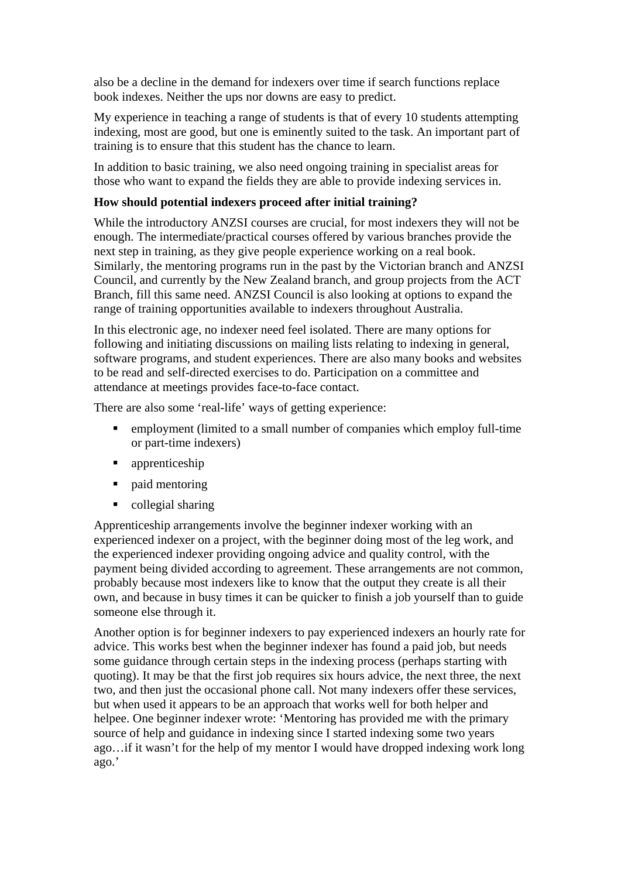also be a decline in the demand for indexers over time if search functions replace book indexes. Neither the ups nor downs are easy to predict.

My experience in teaching a range of students is that of every 10 students attempting indexing, most are good, but one is eminently suited to the task. An important part of training is to ensure that this student has the chance to learn.

In addition to basic training, we also need ongoing training in specialist areas for those who want to expand the fields they are able to provide indexing services in.

**How should potential indexers proceed after initial training?**

While the introductory ANZSI courses are crucial, for most indexers they will not be enough. The intermediate/practical courses offered by various branches provide the next step in training, as they give people experience working on a real book. Similarly, the mentoring programs run in the past by the Victorian branch and ANZSI Council, and currently by the New Zealand branch, and group projects from the ACT Branch, fill this same need. ANZSI Council is also looking at options to expand the range of training opportunities available to indexers throughout Australia.

In this electronic age, no indexer need feel isolated. There are many options for following and initiating discussions on mailing lists relating to indexing in general, software programs, and student experiences. There are also many books and websites to be read and self-directed exercises to do. Participation on a committee and attendance at meetings provides face-to-face contact.

There are also some 'real-life' ways of getting experience:

- employment (limited to a small number of companies which employ full-time or part-time indexers)
- apprenticeship
- paid mentoring
- collegial sharing

Apprenticeship arrangements involve the beginner indexer working with an experienced indexer on a project, with the beginner doing most of the leg work, and the experienced indexer providing ongoing advice and quality control, with the payment being divided according to agreement. These arrangements are not common, probably because most indexers like to know that the output they create is all their own, and because in busy times it can be quicker to finish a job yourself than to guide someone else through it.

Another option is for beginner indexers to pay experienced indexers an hourly rate for advice. This works best when the beginner indexer has found a paid job, but needs some guidance through certain steps in the indexing process (perhaps starting with quoting). It may be that the first job requires six hours advice, the next three, the next two, and then just the occasional phone call. Not many indexers offer these services, but when used it appears to be an approach that works well for both helper and helpee. One beginner indexer wrote: 'Mentoring has provided me with the primary source of help and guidance in indexing since I started indexing some two years ago…if it wasn't for the help of my mentor I would have dropped indexing work long ago.'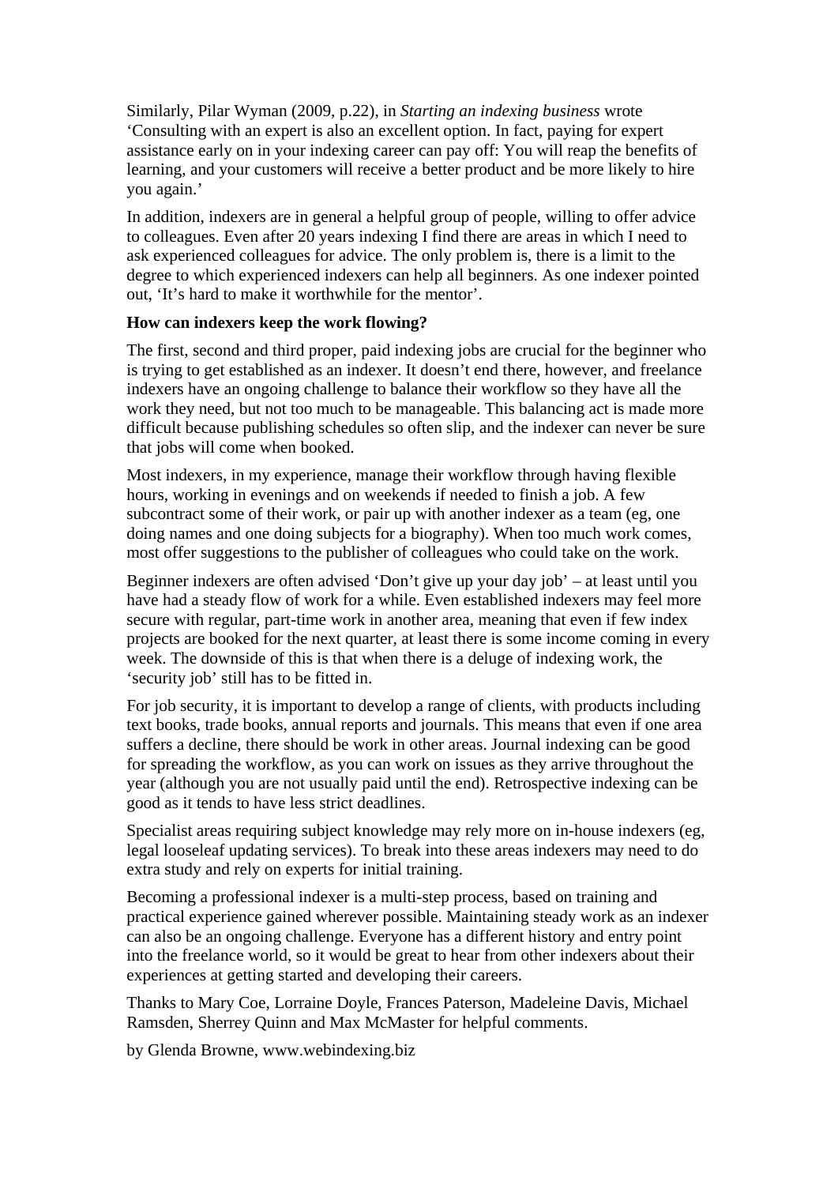Similarly, Pilar Wyman (2009, p.22), in *Starting an indexing business* wrote 'Consulting with an expert is also an excellent option. In fact, paying for expert assistance early on in your indexing career can pay off: You will reap the benefits of learning, and your customers will receive a better product and be more likely to hire you again.'

In addition, indexers are in general a helpful group of people, willing to offer advice to colleagues. Even after 20 years indexing I find there are areas in which I need to ask experienced colleagues for advice. The only problem is, there is a limit to the degree to which experienced indexers can help all beginners. As one indexer pointed out, 'It's hard to make it worthwhile for the mentor'.

**How can indexers keep the work flowing?**

The first, second and third proper, paid indexing jobs are crucial for the beginner who is trying to get established as an indexer. It doesn't end there, however, and freelance indexers have an ongoing challenge to balance their workflow so they have all the work they need, but not too much to be manageable. This balancing act is made more difficult because publishing schedules so often slip, and the indexer can never be sure that jobs will come when booked.

Most indexers, in my experience, manage their workflow through having flexible hours, working in evenings and on weekends if needed to finish a job. A few subcontract some of their work, or pair up with another indexer as a team (eg, one doing names and one doing subjects for a biography). When too much work comes, most offer suggestions to the publisher of colleagues who could take on the work.

Beginner indexers are often advised 'Don't give up your day job' – at least until you have had a steady flow of work for a while. Even established indexers may feel more secure with regular, part-time work in another area, meaning that even if few index projects are booked for the next quarter, at least there is some income coming in every week. The downside of this is that when there is a deluge of indexing work, the 'security job' still has to be fitted in.

For job security, it is important to develop a range of clients, with products including text books, trade books, annual reports and journals. This means that even if one area suffers a decline, there should be work in other areas. Journal indexing can be good for spreading the workflow, as you can work on issues as they arrive throughout the year (although you are not usually paid until the end). Retrospective indexing can be good as it tends to have less strict deadlines.

Specialist areas requiring subject knowledge may rely more on in-house indexers (eg, legal looseleaf updating services). To break into these areas indexers may need to do extra study and rely on experts for initial training.

Becoming a professional indexer is a multi-step process, based on training and practical experience gained wherever possible. Maintaining steady work as an indexer can also be an ongoing challenge. Everyone has a different history and entry point into the freelance world, so it would be great to hear from other indexers about their experiences at getting started and developing their careers.

Thanks to Mary Coe, Lorraine Doyle, Frances Paterson, Madeleine Davis, Michael Ramsden, Sherrey Quinn and Max McMaster for helpful comments.

by Glenda Browne, www.webindexing.biz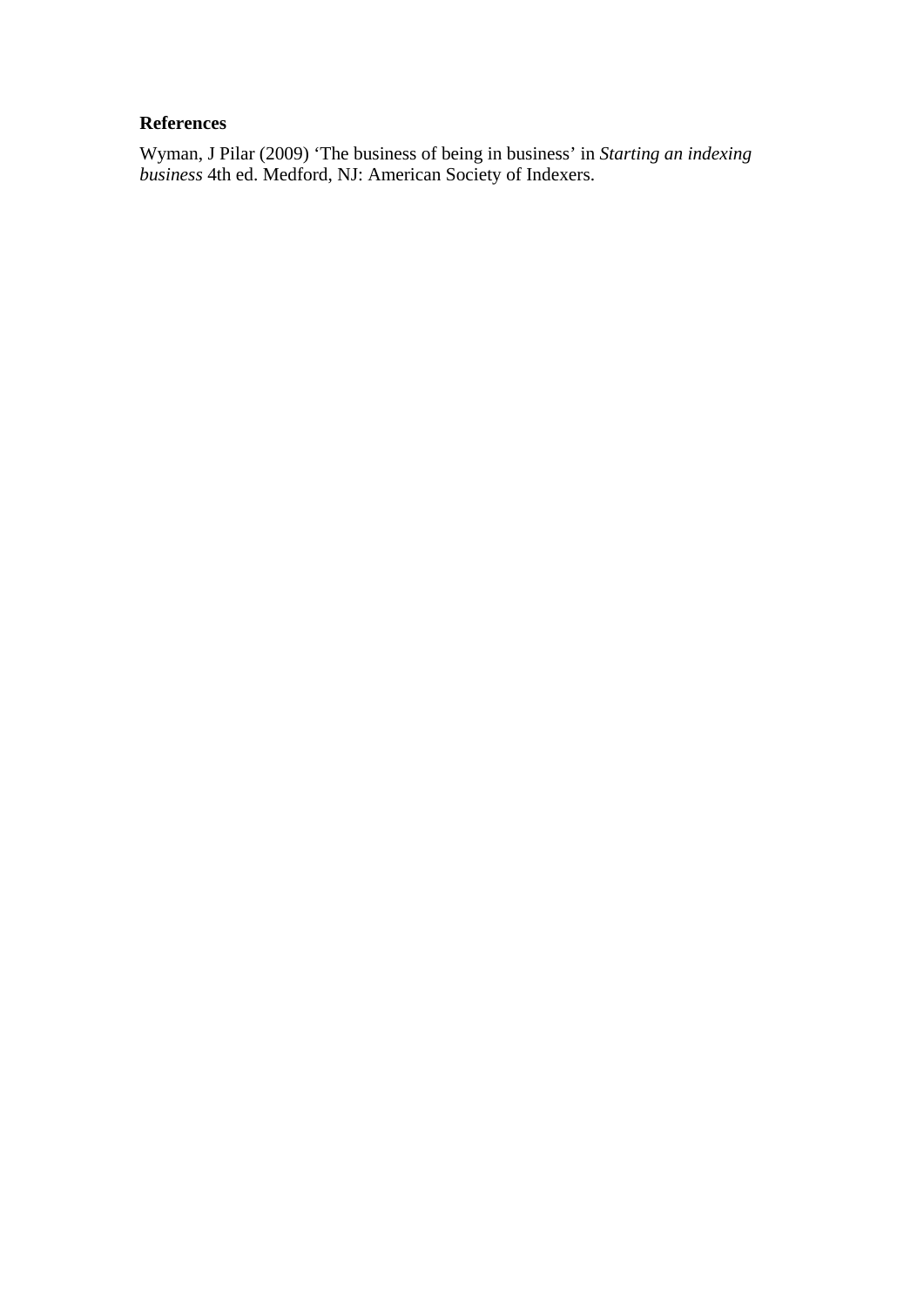## References

Wyman, J Pilar (2009) 'The business of being in business' in *Starting an indexing business* 4th ed. Medford, NJ: American Society of Indexers.